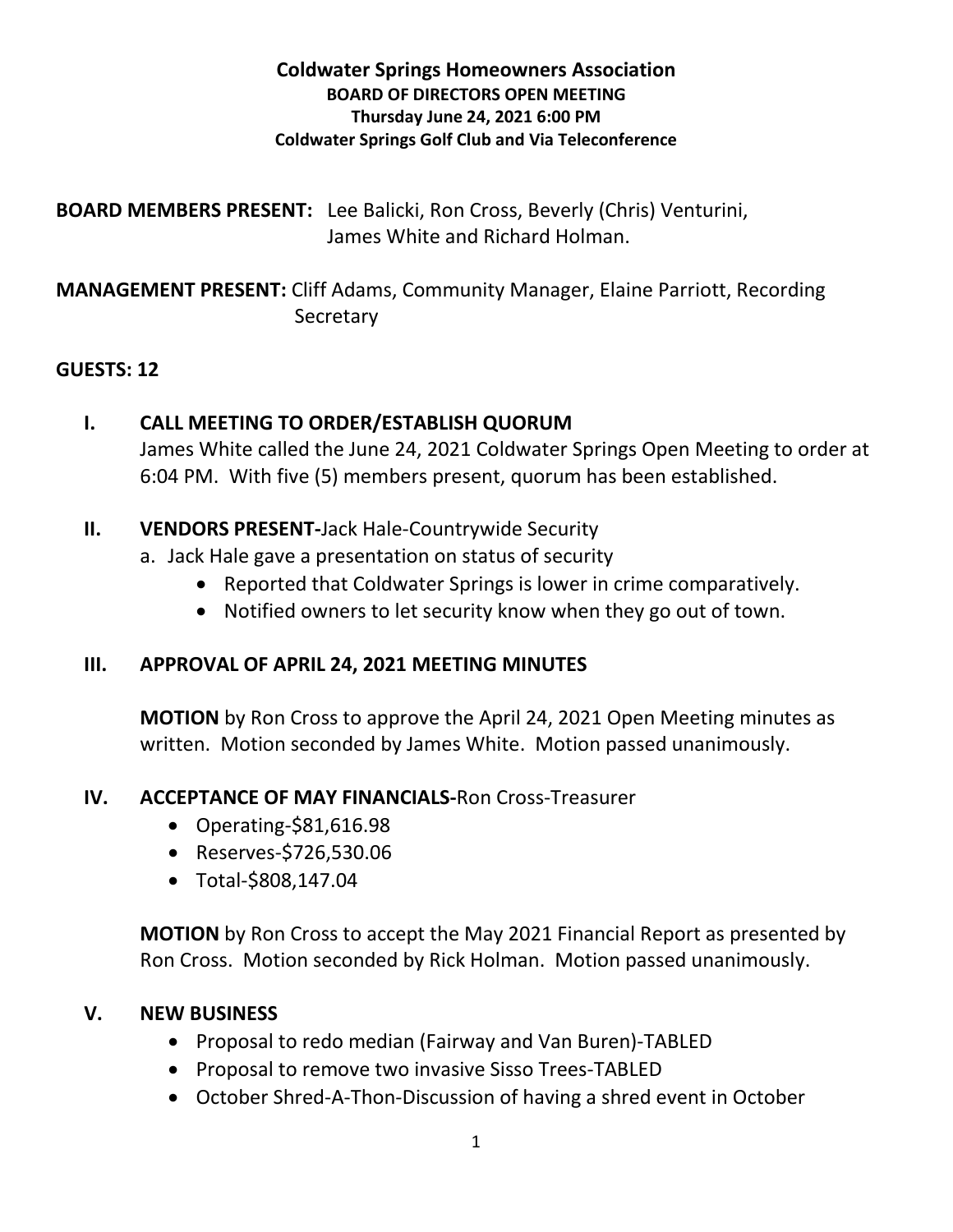# Coldwater Springs Homeowners Association

**BOARD OF DIRECTORS OPEN MEETING**
**Thursday June 24, 2021 6:00 PM**
**Coldwater Springs Golf Club and Via Teleconference**

**BOARD MEMBERS PRESENT:** Lee Balicki, Ron Cross, Beverly (Chris) Venturini, James White and Richard Holman.

**MANAGEMENT PRESENT:** Cliff Adams, Community Manager, Elaine Parriott, Recording Secretary

**GUESTS: 12**

## I. CALL MEETING TO ORDER/ESTABLISH QUORUM

James White called the June 24, 2021 Coldwater Springs Open Meeting to order at 6:04 PM. With five (5) members present, quorum has been established.

## II. VENDORS PRESENT-Jack Hale-Countrywide Security

a. Jack Hale gave a presentation on status of security
   - Reported that Coldwater Springs is lower in crime comparatively.
   - Notified owners to let security know when they go out of town.

## III. APPROVAL OF APRIL 24, 2021 MEETING MINUTES

**MOTION** by Ron Cross to approve the April 24, 2021 Open Meeting minutes as written. Motion seconded by James White. Motion passed unanimously.

## IV. ACCEPTANCE OF MAY FINANCIALS-Ron Cross-Treasurer

- Operating-$81,616.98
- Reserves-$726,530.06
- Total-$808,147.04

**MOTION** by Ron Cross to accept the May 2021 Financial Report as presented by Ron Cross. Motion seconded by Rick Holman. Motion passed unanimously.

## V. NEW BUSINESS

- Proposal to redo median (Fairway and Van Buren)-TABLED
- Proposal to remove two invasive Sisso Trees-TABLED
- October Shred-A-Thon-Discussion of having a shred event in October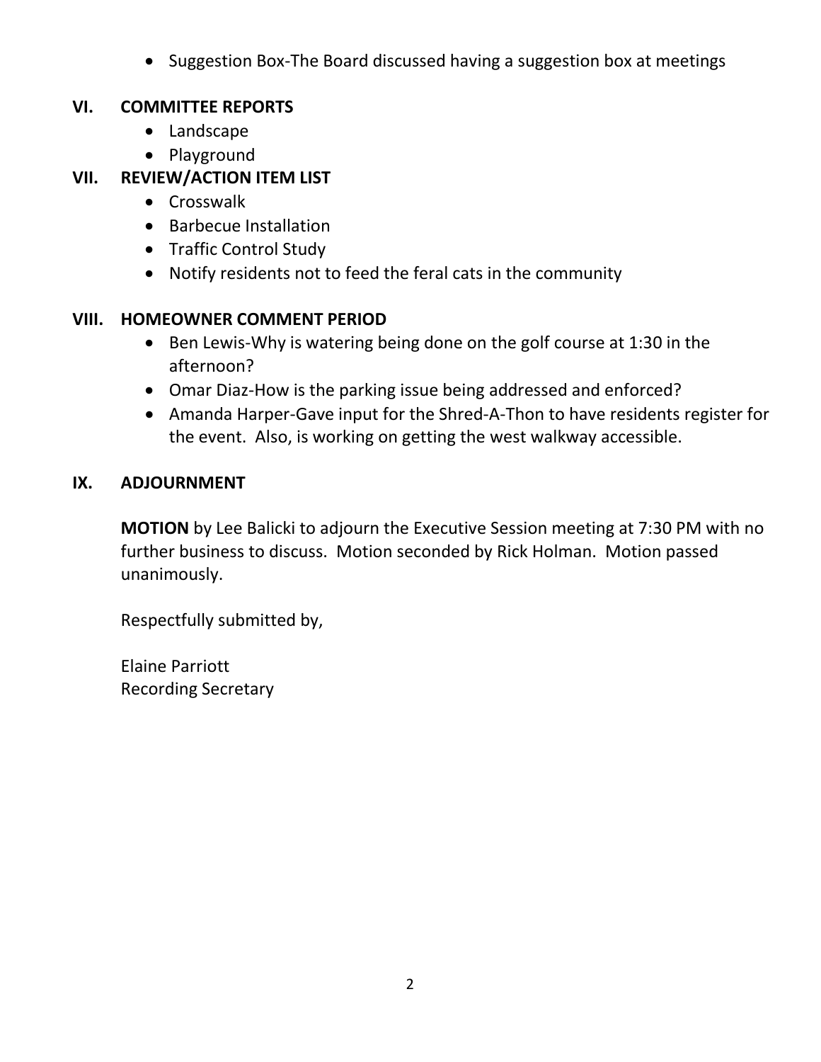- Suggestion Box-The Board discussed having a suggestion box at meetings

## VI. COMMITTEE REPORTS

- Landscape
- Playground

## VII. REVIEW/ACTION ITEM LIST

- Crosswalk
- Barbecue Installation
- Traffic Control Study
- Notify residents not to feed the feral cats in the community

## VIII. HOMEOWNER COMMENT PERIOD

- Ben Lewis-Why is watering being done on the golf course at 1:30 in the afternoon?
- Omar Diaz-How is the parking issue being addressed and enforced?
- Amanda Harper-Gave input for the Shred-A-Thon to have residents register for the event. Also, is working on getting the west walkway accessible.

## IX. ADJOURNMENT

**MOTION** by Lee Balicki to adjourn the Executive Session meeting at 7:30 PM with no further business to discuss. Motion seconded by Rick Holman. Motion passed unanimously.

Respectfully submitted by,

Elaine Parriott
Recording Secretary